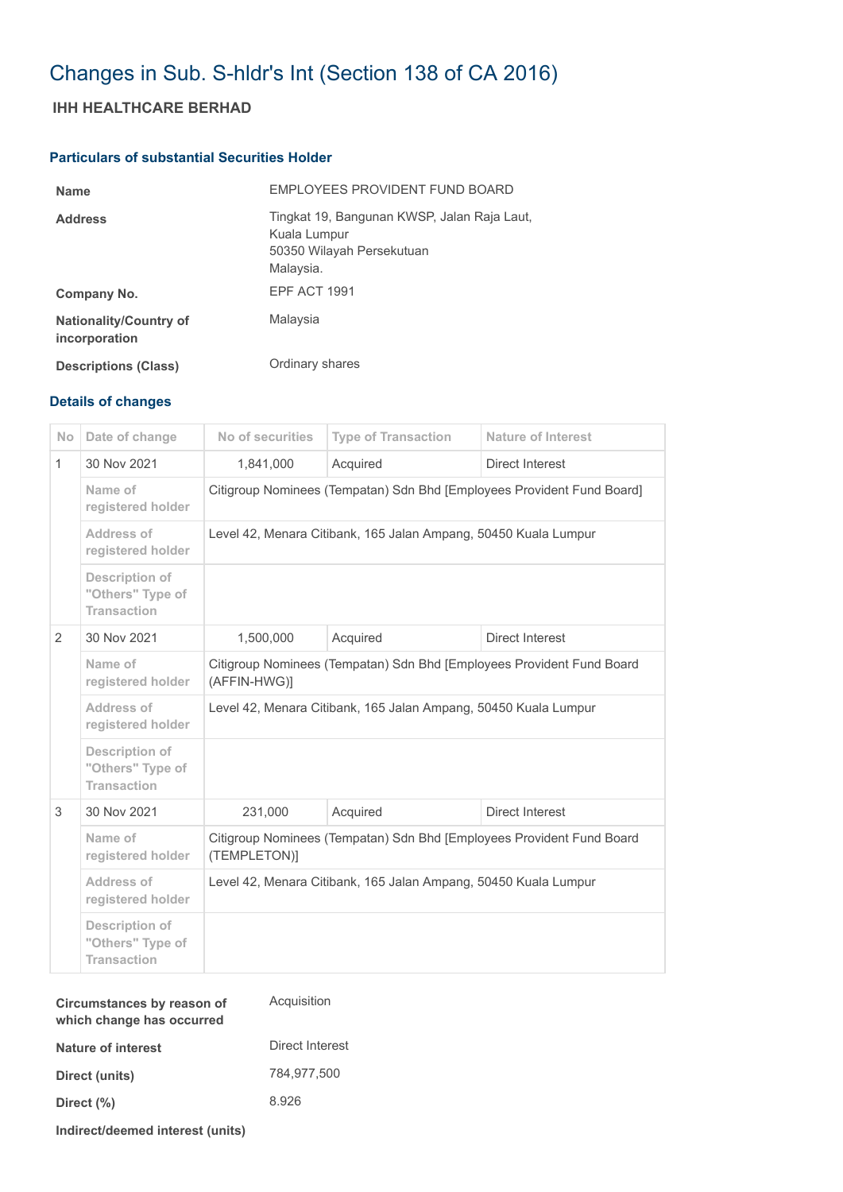# Changes in Sub. S-hldr's Int (Section 138 of CA 2016)

## IHH HEALTHCARE BERHAD

### Particulars of substantial Securities Holder

| | |
|---|---|
| **Name** | EMPLOYEES PROVIDENT FUND BOARD |
| **Address** | Tingkat 19, Bangunan KWSP, Jalan Raja Laut, Kuala Lumpur 50350 Wilayah Persekutuan Malaysia. |
| **Company No.** | EPF ACT 1991 |
| **Nationality/Country of incorporation** | Malaysia |
| **Descriptions (Class)** | Ordinary shares |

### Details of changes

| No | Date of change | No of securities | Type of Transaction | Nature of Interest |
|---|---|---|---|---|
| 1 | 30 Nov 2021 | 1,841,000 | Acquired | Direct Interest |
| | Name of registered holder | Citigroup Nominees (Tempatan) Sdn Bhd [Employees Provident Fund Board] | | |
| | Address of registered holder | Level 42, Menara Citibank, 165 Jalan Ampang, 50450 Kuala Lumpur | | |
| | Description of "Others" Type of Transaction | | | |
| 2 | 30 Nov 2021 | 1,500,000 | Acquired | Direct Interest |
| | Name of registered holder | Citigroup Nominees (Tempatan) Sdn Bhd [Employees Provident Fund Board (AFFIN-HWG)] | | |
| | Address of registered holder | Level 42, Menara Citibank, 165 Jalan Ampang, 50450 Kuala Lumpur | | |
| | Description of "Others" Type of Transaction | | | |
| 3 | 30 Nov 2021 | 231,000 | Acquired | Direct Interest |
| | Name of registered holder | Citigroup Nominees (Tempatan) Sdn Bhd [Employees Provident Fund Board (TEMPLETON)] | | |
| | Address of registered holder | Level 42, Menara Citibank, 165 Jalan Ampang, 50450 Kuala Lumpur | | |
| | Description of "Others" Type of Transaction | | | |

| | |
|---|---|
| **Circumstances by reason of which change has occurred** | Acquisition |
| **Nature of interest** | Direct Interest |
| **Direct (units)** | 784,977,500 |
| **Direct (%)** | 8.926 |
| **Indirect/deemed interest (units)** | |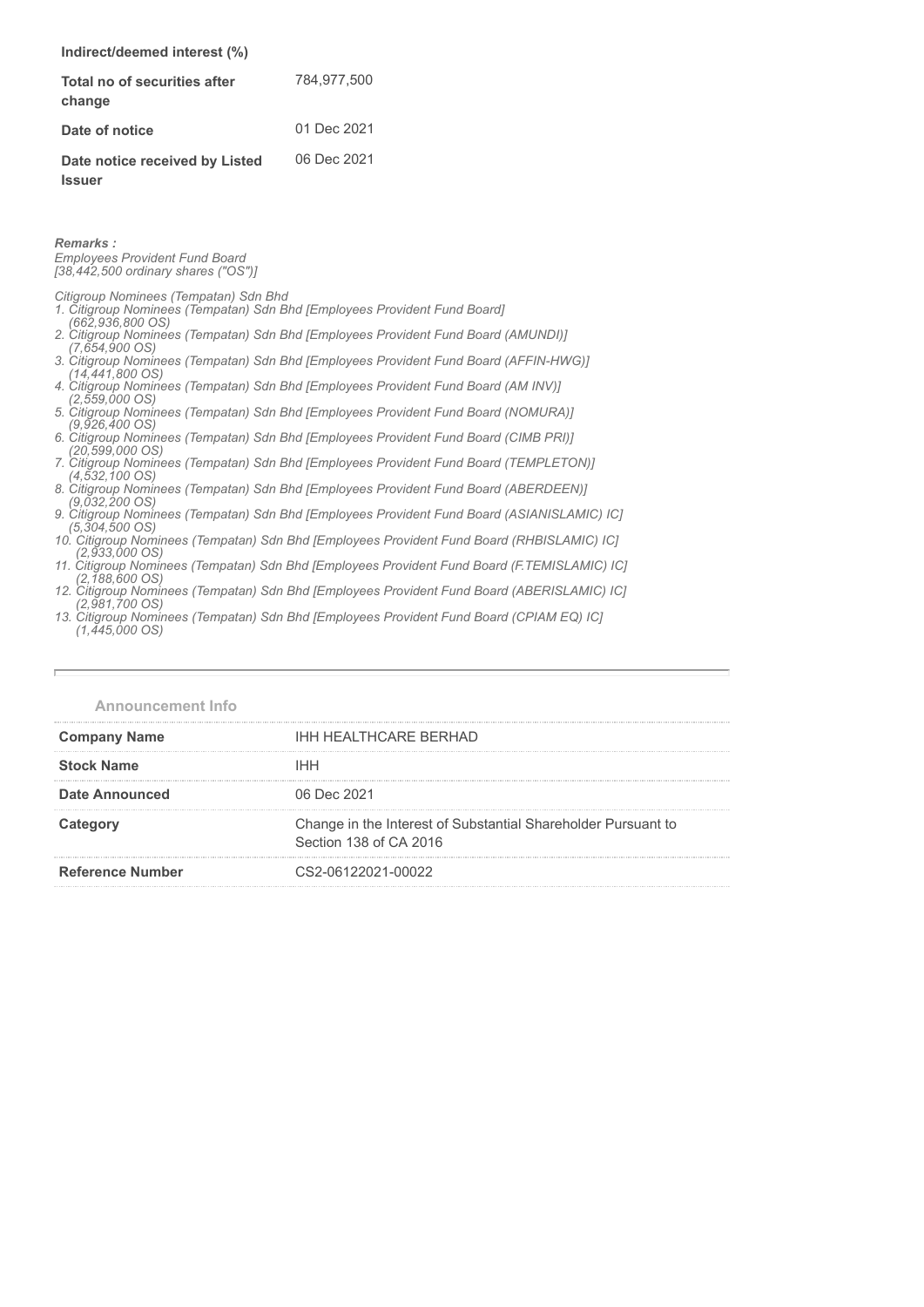| | |
|---|---|
| **Indirect/deemed interest (%)** | |
| **Total no of securities after change** | 784,977,500 |
| **Date of notice** | 01 Dec 2021 |
| **Date notice received by Listed Issuer** | 06 Dec 2021 |

***Remarks :***
*Employees Provident Fund Board*
*[38,442,500 ordinary shares ("OS")]*

*Citigroup Nominees (Tempatan) Sdn Bhd*

1. *Citigroup Nominees (Tempatan) Sdn Bhd [Employees Provident Fund Board] (662,936,800 OS)*
2. *Citigroup Nominees (Tempatan) Sdn Bhd [Employees Provident Fund Board (AMUNDI)] (7,654,900 OS)*
3. *Citigroup Nominees (Tempatan) Sdn Bhd [Employees Provident Fund Board (AFFIN-HWG)] (14,441,800 OS)*
4. *Citigroup Nominees (Tempatan) Sdn Bhd [Employees Provident Fund Board (AM INV)] (2,559,000 OS)*
5. *Citigroup Nominees (Tempatan) Sdn Bhd [Employees Provident Fund Board (NOMURA)] (9,926,400 OS)*
6. *Citigroup Nominees (Tempatan) Sdn Bhd [Employees Provident Fund Board (CIMB PRI)] (20,599,000 OS)*
7. *Citigroup Nominees (Tempatan) Sdn Bhd [Employees Provident Fund Board (TEMPLETON)] (4,532,100 OS)*
8. *Citigroup Nominees (Tempatan) Sdn Bhd [Employees Provident Fund Board (ABERDEEN)] (9,032,200 OS)*
9. *Citigroup Nominees (Tempatan) Sdn Bhd [Employees Provident Fund Board (ASIANISLAMIC) IC] (5,304,500 OS)*
10. *Citigroup Nominees (Tempatan) Sdn Bhd [Employees Provident Fund Board (RHBISLAMIC) IC] (2,933,000 OS)*
11. *Citigroup Nominees (Tempatan) Sdn Bhd [Employees Provident Fund Board (F.TEMISLAMIC) IC] (2,188,600 OS)*
12. *Citigroup Nominees (Tempatan) Sdn Bhd [Employees Provident Fund Board (ABERISLAMIC) IC] (2,981,700 OS)*
13. *Citigroup Nominees (Tempatan) Sdn Bhd [Employees Provident Fund Board (CPIAM EQ) IC] (1,445,000 OS)*

### Announcement Info

| | |
|---|---|
| **Company Name** | IHH HEALTHCARE BERHAD |
| **Stock Name** | IHH |
| **Date Announced** | 06 Dec 2021 |
| **Category** | Change in the Interest of Substantial Shareholder Pursuant to Section 138 of CA 2016 |
| **Reference Number** | CS2-06122021-00022 |